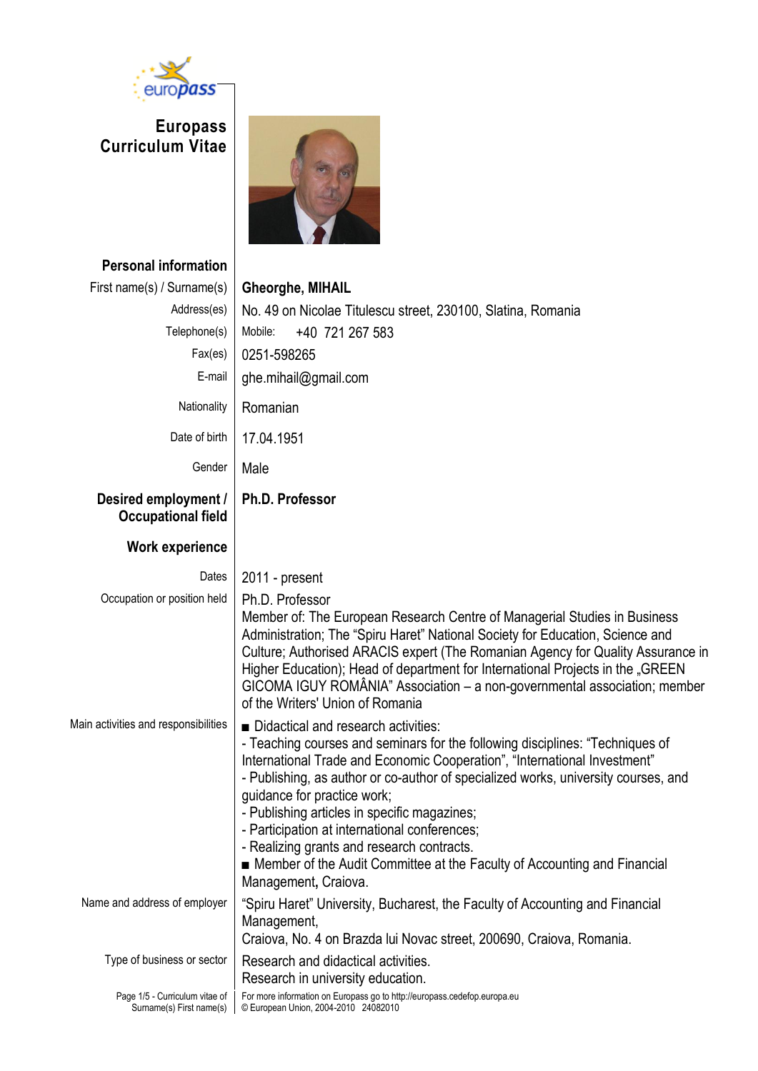# Europass Curriculum Vitae

## Personal information

| | |
|---|---|
| First name(s) / Surname(s) | **Gheorghe, MIHAIL** |
| Address(es) | No. 49 on Nicolae Titulescu street, 230100, Slatina, Romania |
| Telephone(s) | Mobile: +40 721 267 583 |
| Fax(es) | 0251-598265 |
| E-mail | ghe.mihail@gmail.com |
| Nationality | Romanian |
| Date of birth | 17.04.1951 |
| Gender | Male |

## Desired employment / Occupational field

**Ph.D. Professor**

## Work experience

| | |
|---|---|
| Dates | 2011 - present |
| Occupation or position held | Ph.D. Professor<br>Member of: The European Research Centre of Managerial Studies in Business Administration; The "Spiru Haret" National Society for Education, Science and Culture; Authorised ARACIS expert (The Romanian Agency for Quality Assurance in Higher Education); Head of department for International Projects in the „GREEN GICOMA IGUY ROMÂNIA" Association – a non-governmental association; member of the Writers' Union of Romania |
| Main activities and responsibilities | ■ Didactical and research activities:<br>- Teaching courses and seminars for the following disciplines: "Techniques of International Trade and Economic Cooperation", "International Investment"<br>- Publishing, as author or co-author of specialized works, university courses, and guidance for practice work;<br>- Publishing articles in specific magazines;<br>- Participation at international conferences;<br>- Realizing grants and research contracts.<br>■ Member of the Audit Committee at the Faculty of Accounting and Financial Management**,** Craiova. |
| Name and address of employer | "Spiru Haret" University, Bucharest, the Faculty of Accounting and Financial Management,<br>Craiova, No. 4 on Brazda lui Novac street, 200690, Craiova, Romania. |
| Type of business or sector | Research and didactical activities.<br>Research in university education. |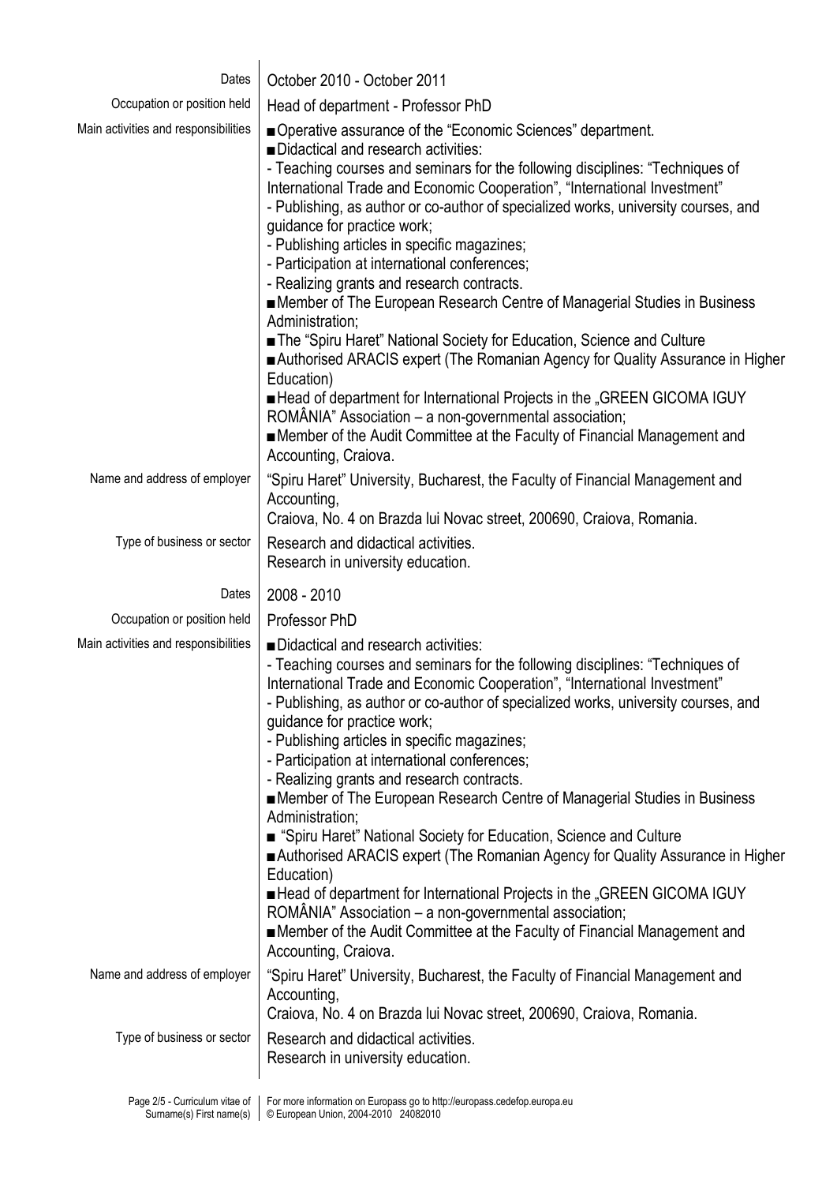| | |
|---|---|
| Dates | October 2010 - October 2011 |
| Occupation or position held | Head of department - Professor PhD |
| Main activities and responsibilities | ■ Operative assurance of the "Economic Sciences" department.<br>■ Didactical and research activities:<br>- Teaching courses and seminars for the following disciplines: "Techniques of International Trade and Economic Cooperation", "International Investment"<br>- Publishing, as author or co-author of specialized works, university courses, and guidance for practice work;<br>- Publishing articles in specific magazines;<br>- Participation at international conferences;<br>- Realizing grants and research contracts.<br>■ Member of The European Research Centre of Managerial Studies in Business Administration;<br>■ The "Spiru Haret" National Society for Education, Science and Culture<br>■ Authorised ARACIS expert (The Romanian Agency for Quality Assurance in Higher Education)<br>■ Head of department for International Projects in the „GREEN GICOMA IGUY ROMÂNIA" Association – a non-governmental association;<br>■ Member of the Audit Committee at the Faculty of Financial Management and Accounting, Craiova. |
| Name and address of employer | "Spiru Haret" University, Bucharest, the Faculty of Financial Management and Accounting,<br>Craiova, No. 4 on Brazda lui Novac street, 200690, Craiova, Romania. |
| Type of business or sector | Research and didactical activities.<br>Research in university education. |
| Dates | 2008 - 2010 |
| Occupation or position held | Professor PhD |
| Main activities and responsibilities | ■ Didactical and research activities:<br>- Teaching courses and seminars for the following disciplines: "Techniques of International Trade and Economic Cooperation", "International Investment"<br>- Publishing, as author or co-author of specialized works, university courses, and guidance for practice work;<br>- Publishing articles in specific magazines;<br>- Participation at international conferences;<br>- Realizing grants and research contracts.<br>■ Member of The European Research Centre of Managerial Studies in Business Administration;<br>■ "Spiru Haret" National Society for Education, Science and Culture<br>■ Authorised ARACIS expert (The Romanian Agency for Quality Assurance in Higher Education)<br>■ Head of department for International Projects in the „GREEN GICOMA IGUY ROMÂNIA" Association – a non-governmental association;<br>■ Member of the Audit Committee at the Faculty of Financial Management and Accounting, Craiova. |
| Name and address of employer | "Spiru Haret" University, Bucharest, the Faculty of Financial Management and Accounting,<br>Craiova, No. 4 on Brazda lui Novac street, 200690, Craiova, Romania. |
| Type of business or sector | Research and didactical activities.<br>Research in university education. |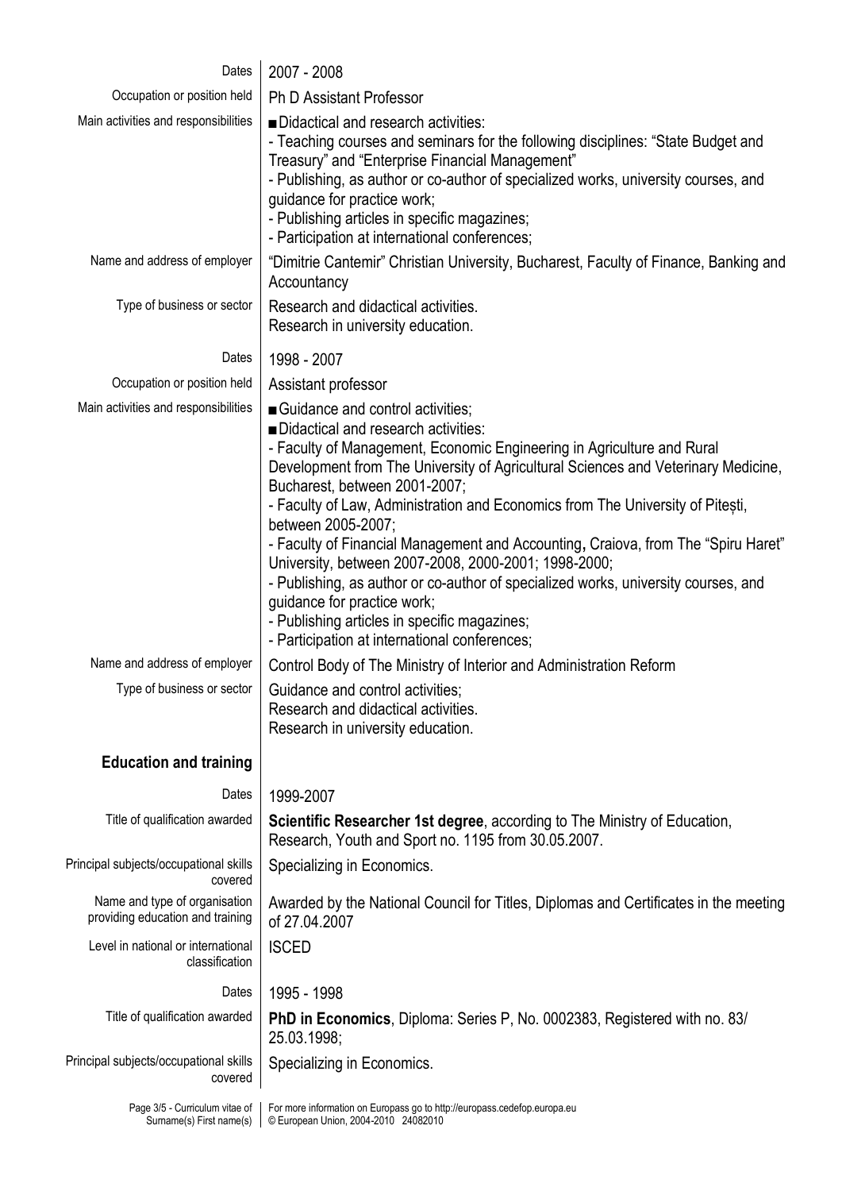| | |
|---|---|
| Dates | 2007 - 2008 |
| Occupation or position held | Ph D Assistant Professor |
| Main activities and responsibilities | ■ Didactical and research activities:<br>- Teaching courses and seminars for the following disciplines: "State Budget and Treasury" and "Enterprise Financial Management"<br>- Publishing, as author or co-author of specialized works, university courses, and guidance for practice work;<br>- Publishing articles in specific magazines;<br>- Participation at international conferences; |
| Name and address of employer | "Dimitrie Cantemir" Christian University, Bucharest, Faculty of Finance, Banking and Accountancy |
| Type of business or sector | Research and didactical activities.<br>Research in university education. |
| Dates | 1998 - 2007 |
| Occupation or position held | Assistant professor |
| Main activities and responsibilities | ■ Guidance and control activities;<br>■ Didactical and research activities:<br>- Faculty of Management, Economic Engineering in Agriculture and Rural Development from The University of Agricultural Sciences and Veterinary Medicine, Bucharest, between 2001-2007;<br>- Faculty of Law, Administration and Economics from The University of Pitești, between 2005-2007;<br>- Faculty of Financial Management and Accounting**,** Craiova, from The "Spiru Haret" University, between 2007-2008, 2000-2001; 1998-2000;<br>- Publishing, as author or co-author of specialized works, university courses, and guidance for practice work;<br>- Publishing articles in specific magazines;<br>- Participation at international conferences; |
| Name and address of employer | Control Body of The Ministry of Interior and Administration Reform |
| Type of business or sector | Guidance and control activities;<br>Research and didactical activities.<br>Research in university education. |

## Education and training

| | |
|---|---|
| Dates | 1999-2007 |
| Title of qualification awarded | **Scientific Researcher 1st degree**, according to The Ministry of Education, Research, Youth and Sport no. 1195 from 30.05.2007. |
| Principal subjects/occupational skills covered | Specializing in Economics. |
| Name and type of organisation providing education and training | Awarded by the National Council for Titles, Diplomas and Certificates in the meeting of 27.04.2007 |
| Level in national or international classification | ISCED |
| Dates | 1995 - 1998 |
| Title of qualification awarded | **PhD in Economics**, Diploma: Series P, No. 0002383, Registered with no. 83/ 25.03.1998; |
| Principal subjects/occupational skills covered | Specializing in Economics. |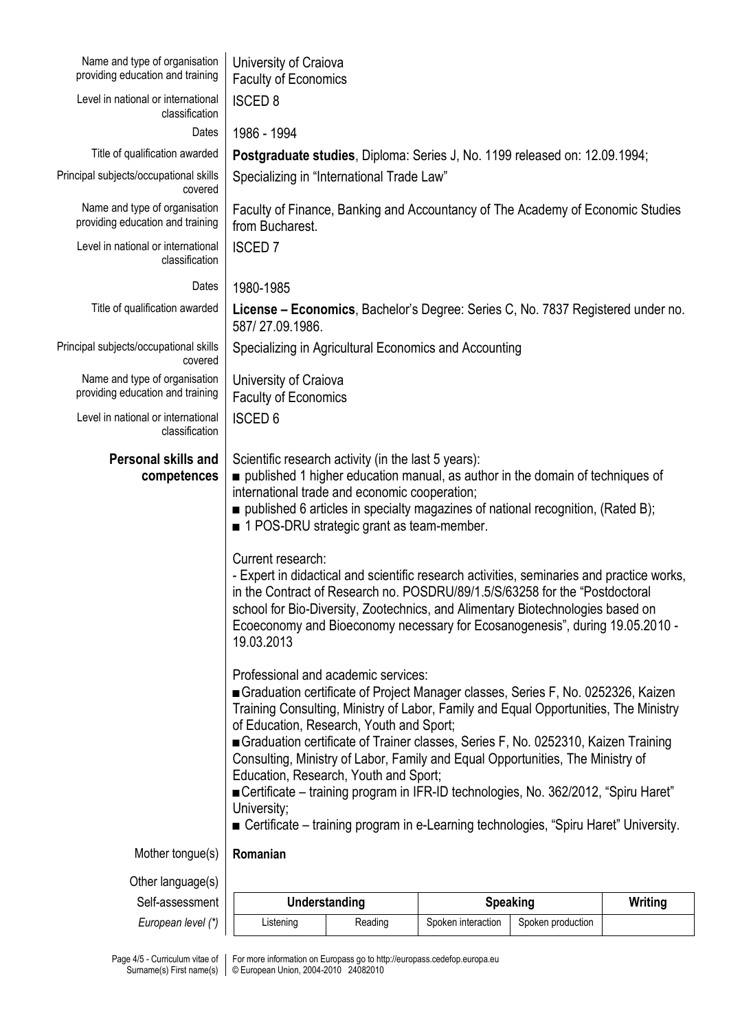| | |
|---|---|
| Name and type of organisation providing education and training | University of Craiova<br>Faculty of Economics |
| Level in national or international classification | ISCED 8 |
| Dates | 1986 - 1994 |
| Title of qualification awarded | **Postgraduate studies**, Diploma: Series J, No. 1199 released on: 12.09.1994; |
| Principal subjects/occupational skills covered | Specializing in "International Trade Law" |
| Name and type of organisation providing education and training | Faculty of Finance, Banking and Accountancy of The Academy of Economic Studies from Bucharest. |
| Level in national or international classification | ISCED 7 |
| Dates | 1980-1985 |
| Title of qualification awarded | **License – Economics**, Bachelor's Degree: Series C, No. 7837 Registered under no. 587/ 27.09.1986. |
| Principal subjects/occupational skills covered | Specializing in Agricultural Economics and Accounting |
| Name and type of organisation providing education and training | University of Craiova<br>Faculty of Economics |
| Level in national or international classification | ISCED 6 |

## Personal skills and competences

Scientific research activity (in the last 5 years):

- published 1 higher education manual, as author in the domain of techniques of international trade and economic cooperation;
- published 6 articles in specialty magazines of national recognition, (Rated B);
- 1 POS-DRU strategic grant as team-member.

Current research:

- Expert in didactical and scientific research activities, seminaries and practice works, in the Contract of Research no. POSDRU/89/1.5/S/63258 for the "Postdoctoral school for Bio-Diversity, Zootechnics, and Alimentary Biotechnologies based on Ecoeconomy and Bioeconomy necessary for Ecosanogenesis", during 19.05.2010 - 19.03.2013

Professional and academic services:

- Graduation certificate of Project Manager classes, Series F, No. 0252326, Kaizen Training Consulting, Ministry of Labor, Family and Equal Opportunities, The Ministry of Education, Research, Youth and Sport;
- Graduation certificate of Trainer classes, Series F, No. 0252310, Kaizen Training Consulting, Ministry of Labor, Family and Equal Opportunities, The Ministry of Education, Research, Youth and Sport;
- Certificate – training program in IFR-ID technologies, No. 362/2012, "Spiru Haret" University;
- Certificate – training program in e-Learning technologies, "Spiru Haret" University.

| | |
|---|---|
| Mother tongue(s) | **Romanian** |
| Other language(s) | |

| Self-assessment | **Understanding** | | **Speaking** | | **Writing** |
|---|---|---|---|---|---|
| *European level (\*)* | Listening | Reading | Spoken interaction | Spoken production | |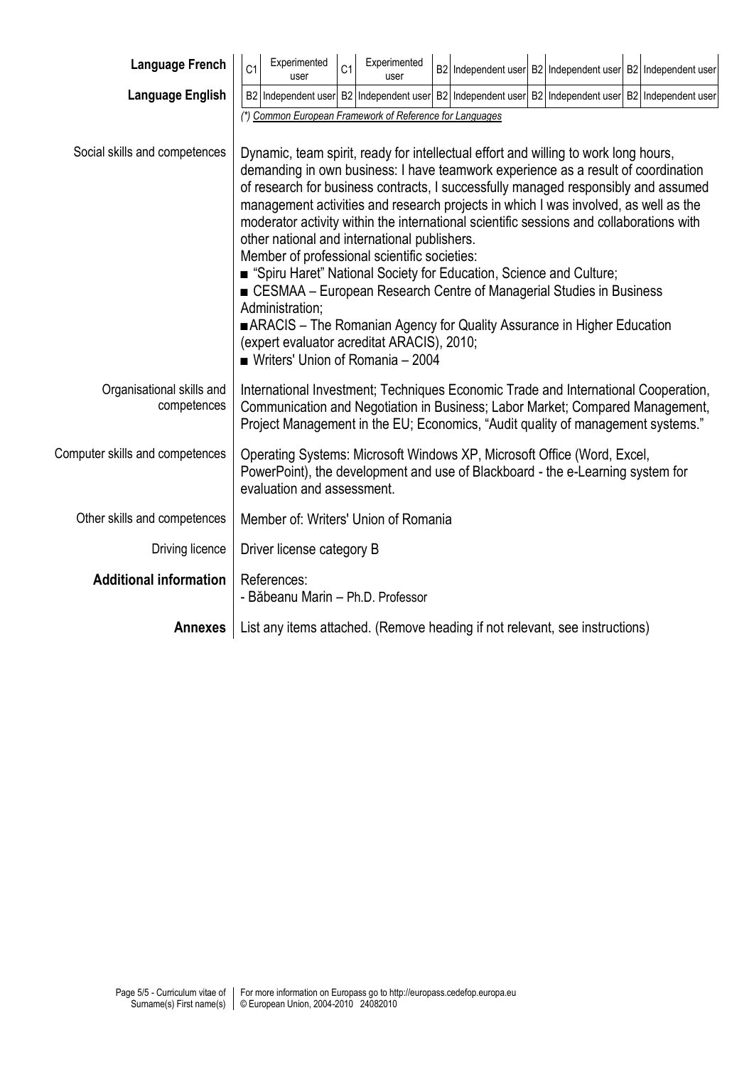| | | | | | | | | | | |
|---|---|---|---|---|---|---|---|---|---|---|
| **Language French** | C1 | Experimented user | C1 | Experimented user | B2 | Independent user | B2 | Independent user | B2 | Independent user |
| **Language English** | B2 | Independent user | B2 | Independent user | B2 | Independent user | B2 | Independent user | B2 | Independent user |

*(\*) Common European Framework of Reference for Languages*

**Social skills and competences**

Dynamic, team spirit, ready for intellectual effort and willing to work long hours, demanding in own business: I have teamwork experience as a result of coordination of research for business contracts, I successfully managed responsibly and assumed management activities and research projects in which I was involved, as well as the moderator activity within the international scientific sessions and collaborations with other national and international publishers.
Member of professional scientific societies:

- "Spiru Haret" National Society for Education, Science and Culture;
- CESMAA – European Research Centre of Managerial Studies in Business Administration;
- ARACIS – The Romanian Agency for Quality Assurance in Higher Education (expert evaluator acreditat ARACIS), 2010;
- Writers' Union of Romania – 2004

**Organisational skills and competences**

International Investment; Techniques Economic Trade and International Cooperation, Communication and Negotiation in Business; Labor Market; Compared Management, Project Management in the EU; Economics, "Audit quality of management systems."

**Computer skills and competences**

Operating Systems: Microsoft Windows XP, Microsoft Office (Word, Excel, PowerPoint), the development and use of Blackboard - the e-Learning system for evaluation and assessment.

**Other skills and competences**

Member of: Writers' Union of Romania

**Driving licence**

Driver license category B

**Additional information**

References:
- Băbeanu Marin – Ph.D. Professor

**Annexes**

List any items attached. (Remove heading if not relevant, see instructions)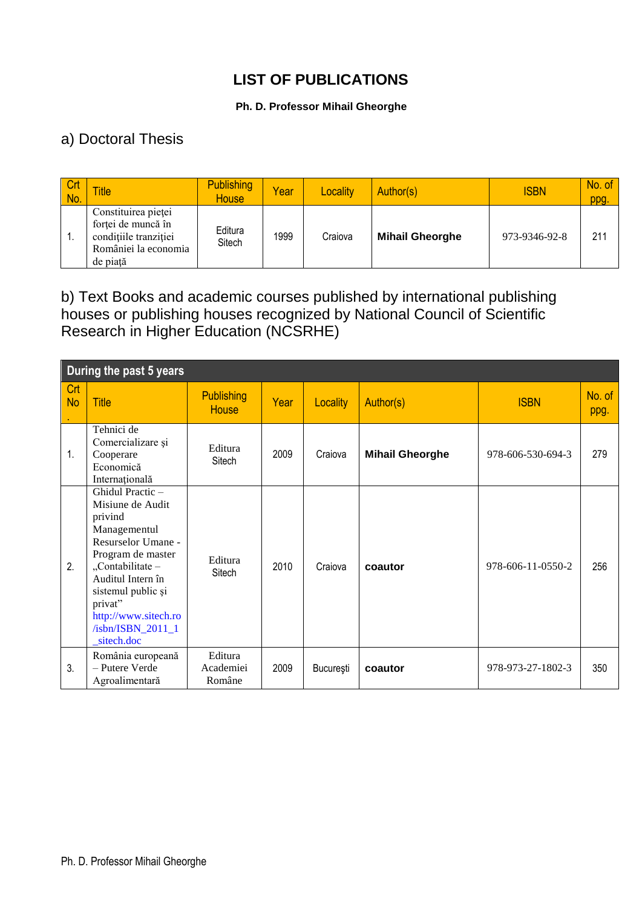# LIST OF PUBLICATIONS

**Ph. D. Professor Mihail Gheorghe**

## a) Doctoral Thesis

| Crt No. | Title | Publishing House | Year | Locality | Author(s) | ISBN | No. of ppg. |
|---|---|---|---|---|---|---|---|
| 1. | Constituirea pieţei forţei de muncă în condiţiile tranziţiei României la economia de piaţă | Editura Sitech | 1999 | Craiova | **Mihail Gheorghe** | 973-9346-92-8 | 211 |

## b) Text Books and academic courses published by international publishing houses or publishing houses recognized by National Council of Scientific Research in Higher Education (NCSRHE)

| During the past 5 years | | | | | | | |
|---|---|---|---|---|---|---|---|
| **Crt No.** | **Title** | **Publishing House** | **Year** | **Locality** | **Author(s)** | **ISBN** | **No. of ppg.** |
| 1. | Tehnici de Comercializare şi Cooperare Economică Internaţională | Editura Sitech | 2009 | Craiova | **Mihail Gheorghe** | 978-606-530-694-3 | 279 |
| 2. | Ghidul Practic – Misiune de Audit privind Managementul Resurselor Umane - Program de master „Contabilitate – Auditul Intern în sistemul public şi privat" http://www.sitech.ro/isbn/ISBN_2011_1_sitech.doc | Editura Sitech | 2010 | Craiova | **coautor** | 978-606-11-0550-2 | 256 |
| 3. | România europeană – Putere Verde Agroalimentară | Editura Academiei Române | 2009 | Bucureşti | **coautor** | 978-973-27-1802-3 | 350 |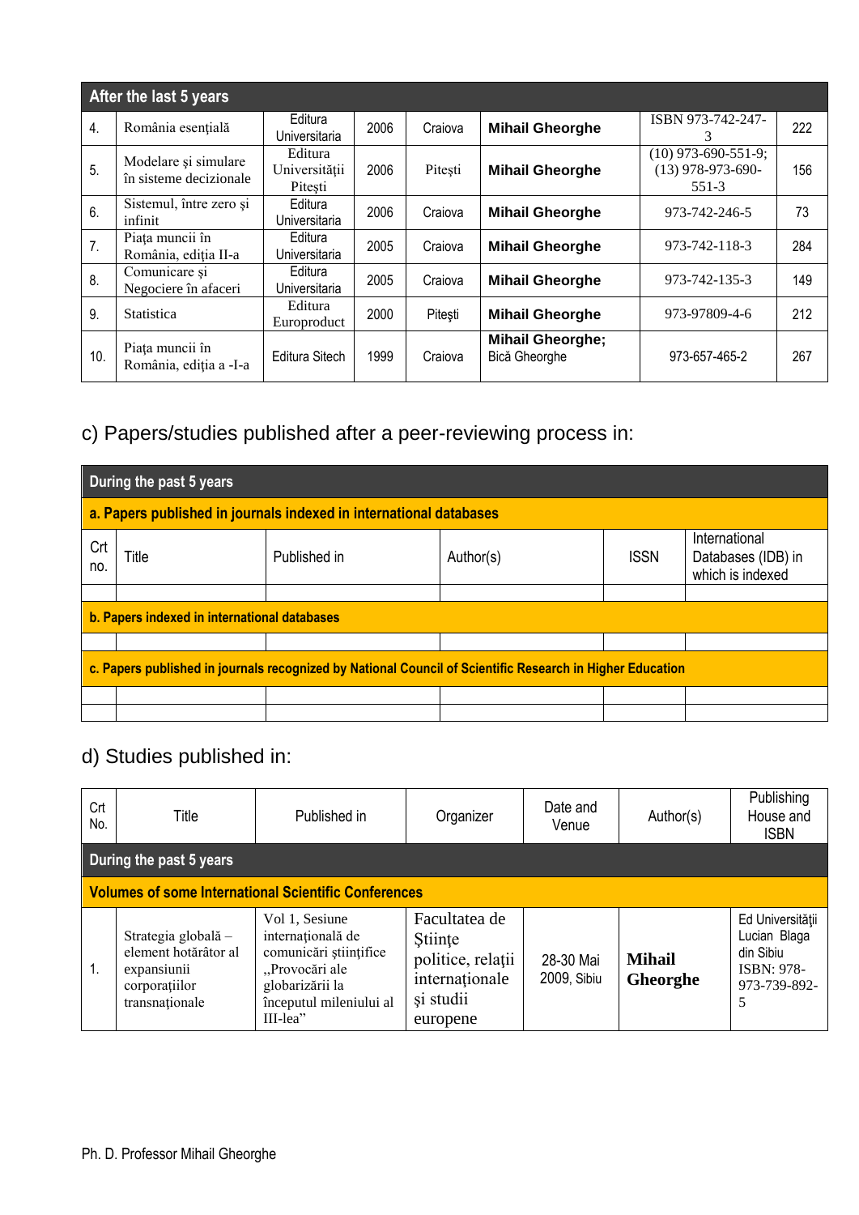| After the last 5 years | | | | | | | |
|---|---|---|---|---|---|---|---|
| 4. | România esenţială | Editura Universitaria | 2006 | Craiova | **Mihail Gheorghe** | ISBN 973-742-247-3 | 222 |
| 5. | Modelare şi simulare în sisteme decizionale | Editura Universităţii Piteşti | 2006 | Piteşti | **Mihail Gheorghe** | (10) 973-690-551-9; (13) 978-973-690-551-3 | 156 |
| 6. | Sistemul, între zero şi infinit | Editura Universitaria | 2006 | Craiova | **Mihail Gheorghe** | 973-742-246-5 | 73 |
| 7. | Piaţa muncii în România, ediţia II-a | Editura Universitaria | 2005 | Craiova | **Mihail Gheorghe** | 973-742-118-3 | 284 |
| 8. | Comunicare şi Negociere în afaceri | Editura Universitaria | 2005 | Craiova | **Mihail Gheorghe** | 973-742-135-3 | 149 |
| 9. | Statistica | Editura Europroduct | 2000 | Piteşti | **Mihail Gheorghe** | 973-97809-4-6 | 212 |
| 10. | Piaţa muncii în România, ediţia a -I-a | Editura Sitech | 1999 | Craiova | **Mihail Gheorghe;** Bică Gheorghe | 973-657-465-2 | 267 |

## c) Papers/studies published after a peer-reviewing process in:

| During the past 5 years | | | | | |
|---|---|---|---|---|---|
| **a. Papers published in journals indexed in international databases** | | | | | |
| Crt no. | Title | Published in | Author(s) | ISSN | International Databases (IDB) in which is indexed |
| | | | | | |
| **b. Papers indexed in international databases** | | | | | |
| | | | | | |
| **c. Papers published in journals recognized by National Council of Scientific Research in Higher Education** | | | | | |
| | | | | | |
| | | | | | |

## d) Studies published in:

| Crt No. | Title | Published in | Organizer | Date and Venue | Author(s) | Publishing House and ISBN |
|---|---|---|---|---|---|---|
| **During the past 5 years** | | | | | | |
| **Volumes of some International Scientific Conferences** | | | | | | |
| 1. | Strategia globală – element hotărâtor al expansiunii corporaţiilor transnaţionale | Vol 1, Sesiune internaţională de comunicări ştiinţifice „Provocări ale globarizării la începutul mileniului al III-lea" | Facultatea de Ştiinţe politice, relaţii internaţionale şi studii europene | 28-30 Mai 2009, Sibiu | **Mihail Gheorghe** | Ed Universităţii Lucian Blaga din Sibiu ISBN: 978-973-739-892-5 |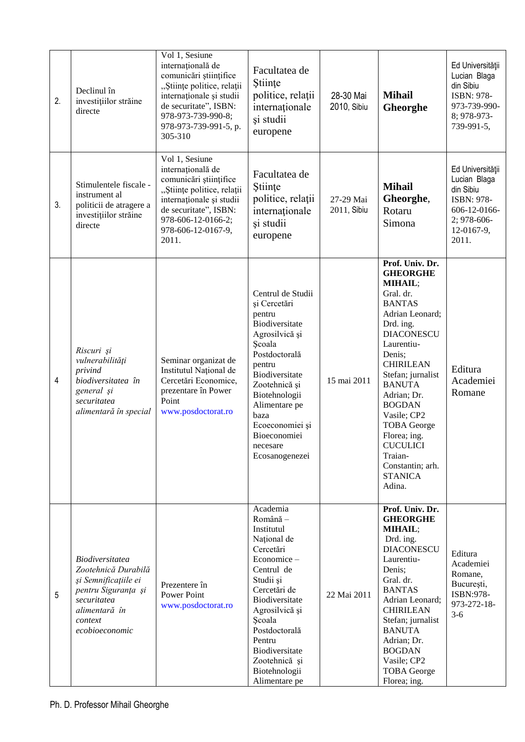| | | | | | | |
|---|---|---|---|---|---|---|
| 2. | Declinul în investiţiilor străine directe | Vol 1, Sesiune internaţională de comunicări ştiinţifice „Ştiinţe politice, relaţii internaţionale şi studii de securitate", ISBN: 978-973-739-990-8; 978-973-739-991-5, p. 305-310 | Facultatea de Ştiinţe politice, relaţii internaţionale şi studii europene | 28-30 Mai 2010, Sibiu | **Mihail Gheorghe** | Ed Universităţii Lucian Blaga din Sibiu ISBN: 978-973-739-990-8; 978-973-739-991-5, |
| 3. | Stimulentele fiscale - instrument al politicii de atragere a investiţiilor străine directe | Vol 1, Sesiune internaţională de comunicări ştiinţifice „Ştiinţe politice, relaţii internaţionale şi studii de securitate", ISBN: 978-606-12-0166-2; 978-606-12-0167-9, 2011. | Facultatea de Ştiinţe politice, relaţii internaţionale şi studii europene | 27-29 Mai 2011, Sibiu | **Mihail Gheorghe,** Rotaru Simona | Ed Universităţii Lucian Blaga din Sibiu ISBN: 978-606-12-0166-2; 978-606-12-0167-9, 2011. |
| 4 | *Riscuri şi vulnerabilităţi privind biodiversitatea în general şi securitatea alimentară în special* | Seminar organizat de Institutul Naţional de Cercetări Economice, prezentare în Power Point www.posdoctorat.ro | Centrul de Studii şi Cercetări pentru Biodiversitate Agrosilvică şi Şcoala Postdoctorală pentru Biodiversitate Zootehnică şi Biotehnologii Alimentare pe baza Ecoeconomiei şi Bioeconomiei necesare Ecosanogenezei | 15 mai 2011 | **Prof. Univ. Dr. GHEORGHE MIHAIL**; Gral. dr. BANTAS Adrian Leonard; Drd. ing. DIACONESCU Laurentiu-Denis; CHIRILEAN Stefan; jurnalist BANUTA Adrian; Dr. BOGDAN Vasile; CP2 TOBA George Florea; ing. CUCULICI Traian-Constantin; arh. STANICA Adina. | Editura Academiei Romane |
| 5 | *Biodiversitatea Zootehnică Durabilă şi Semnificaţiile ei pentru Siguranţa şi securitatea alimentară în context ecobioeconomic* | Prezentere în Power Point www.posdoctorat.ro | Academia Română – Institutul Naţional de Cercetări Economice – Centrul de Studii şi Cercetări de Biodiversitate Agrosilvică şi Şcoala Postdoctorală Pentru Biodiversitate Zootehnică şi Biotehnologii Alimentare pe | 22 Mai 2011 | **Prof. Univ. Dr. GHEORGHE MIHAIL**; Drd. ing. DIACONESCU Laurentiu-Denis; Gral. dr. BANTAS Adrian Leonard; CHIRILEAN Stefan; jurnalist BANUTA Adrian; Dr. BOGDAN Vasile; CP2 TOBA George Florea; ing. | Editura Academiei Romane, Bucureşti, ISBN:978-973-272-18-3-6 |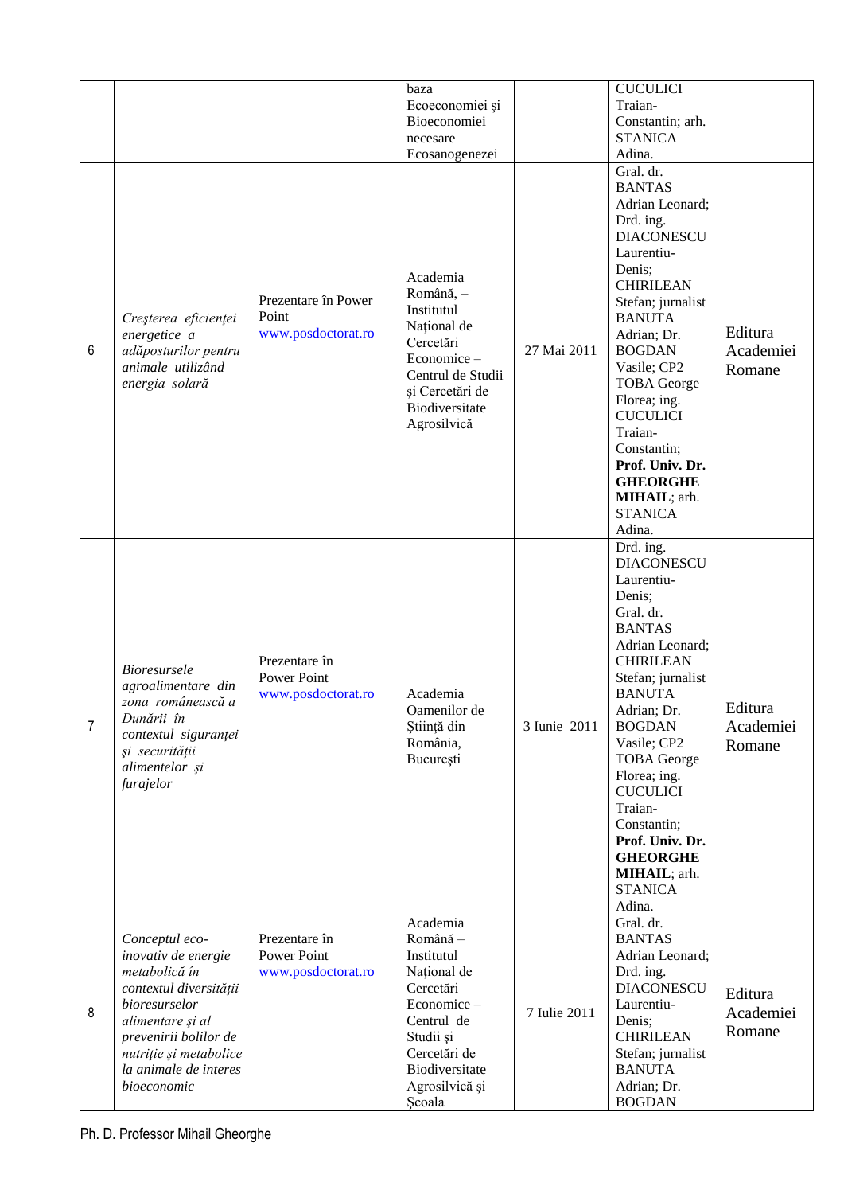| | | | | | | |
|---|---|---|---|---|---|---|
| | | | baza Ecoeconomiei şi Bioeconomiei necesare Ecosanogenezei | | CUCULICI Traian-Constantin; arh. STANICA Adina. | |
| 6 | *Creşterea eficienţei energetice a adăposturilor pentru animale utilizând energia solară* | Prezentare în Power Point www.posdoctorat.ro | Academia Română, – Institutul Naţional de Cercetări Economice – Centrul de Studii şi Cercetări de Biodiversitate Agrosilvică | 27 Mai 2011 | Gral. dr. BANTAS Adrian Leonard; Drd. ing. DIACONESCU Laurentiu-Denis; CHIRILEAN Stefan; jurnalist BANUTA Adrian; Dr. BOGDAN Vasile; CP2 TOBA George Florea; ing. CUCULICI Traian-Constantin; **Prof. Univ. Dr. GHEORGHE MIHAIL**; arh. STANICA Adina. | Editura Academiei Romane |
| 7 | *Bioresursele agroalimentare din zona românească a Dunării în contextul siguranţei şi securităţii alimentelor şi furajelor* | Prezentare în Power Point www.posdoctorat.ro | Academia Oamenilor de Ştiinţă din România, Bucureşti | 3 Iunie 2011 | Drd. ing. DIACONESCU Laurentiu-Denis; Gral. dr. BANTAS Adrian Leonard; CHIRILEAN Stefan; jurnalist BANUTA Adrian; Dr. BOGDAN Vasile; CP2 TOBA George Florea; ing. CUCULICI Traian-Constantin; **Prof. Univ. Dr. GHEORGHE MIHAIL**; arh. STANICA Adina. | Editura Academiei Romane |
| 8 | *Conceptul eco-inovativ de energie metabolică în contextul diversităţii bioresurselor alimentare şi al prevenirii bolilor de nutriţie şi metabolice la animale de interes bioeconomic* | Prezentare în Power Point www.posdoctorat.ro | Academia Română – Institutul Naţional de Cercetări Economice – Centrul de Studii şi Cercetări de Biodiversitate Agrosilvică şi Şcoala | 7 Iulie 2011 | Gral. dr. BANTAS Adrian Leonard; Drd. ing. DIACONESCU Laurentiu-Denis; CHIRILEAN Stefan; jurnalist BANUTA Adrian; Dr. BOGDAN | Editura Academiei Romane |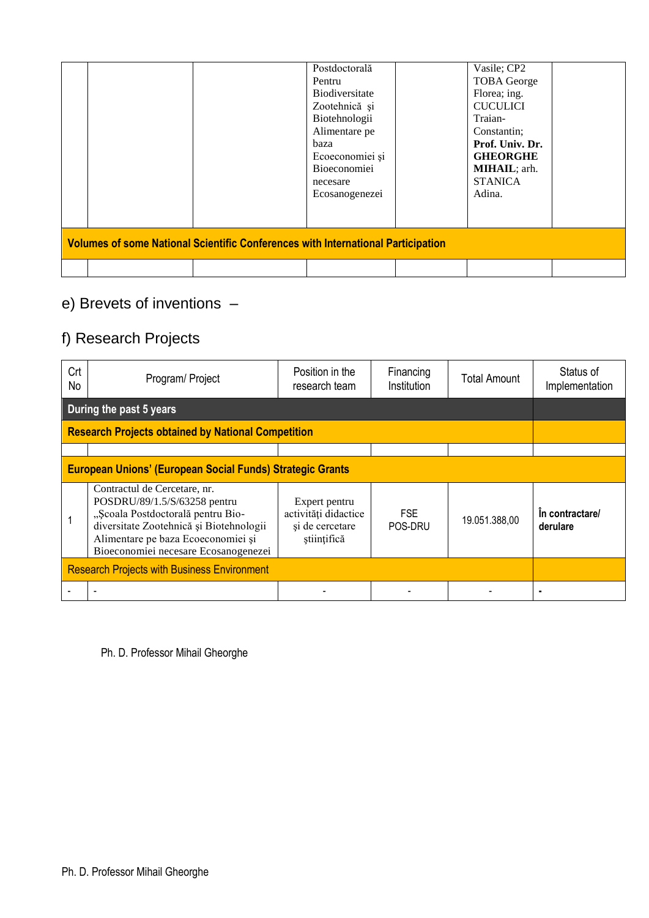| | | | | | | |
|---|---|---|---|---|---|---|
| | | | Postdoctorală Pentru Biodiversitate Zootehnică și Biotehnologii Alimentare pe baza Ecoeconomiei și Bioeconomiei necesare Ecosanogenezei | | Vasile; CP2 TOBA George Florea; ing. CUCULICI Traian-Constantin; **Prof. Univ. Dr. GHEORGHE MIHAIL**; arh. STANICA Adina. | |
| **Volumes of some National Scientific Conferences with International Participation** | | | | | | |
| | | | | | | |

## e) Brevets of inventions –

## f) Research Projects

| Crt No | Program/ Project | Position in the research team | Financing Institution | Total Amount | Status of Implementation |
|---|---|---|---|---|---|
| **During the past 5 years** | | | | | |
| **Research Projects obtained by National Competition** | | | | | |
| | | | | | |
| **European Unions' (European Social Funds) Strategic Grants** | | | | | |
| 1 | Contractul de Cercetare, nr. POSDRU/89/1.5/S/63258 pentru „Școala Postdoctorală pentru Bio-diversitate Zootehnică și Biotehnologii Alimentare pe baza Ecoeconomiei și Bioeconomiei necesare Ecosanogenezei | Expert pentru activități didactice și de cercetare științifică | FSE POS-DRU | 19.051.388,00 | **În contractare/ derulare** |
| Research Projects with Business Environment | | | | | |
| - | - | - | - | - | **-** |

Ph. D. Professor Mihail Gheorghe